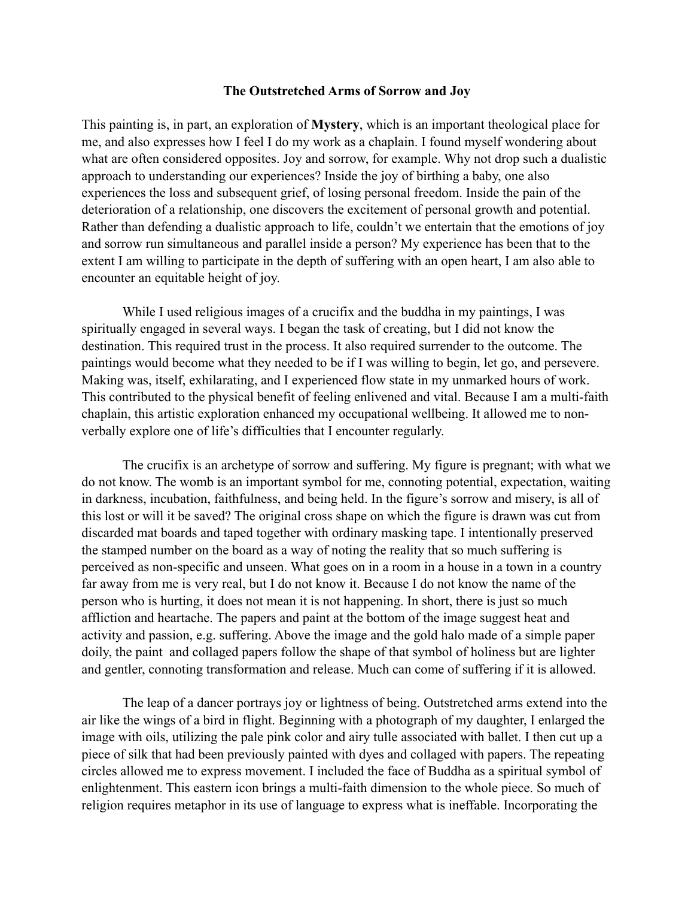**The Outstretched Arms of Sorrow and Joy**

This painting is, in part, an exploration of **Mystery**, which is an important theological place for me, and also expresses how I feel I do my work as a chaplain. I found myself wondering about what are often considered opposites. Joy and sorrow, for example. Why not drop such a dualistic approach to understanding our experiences? Inside the joy of birthing a baby, one also experiences the loss and subsequent grief, of losing personal freedom. Inside the pain of the deterioration of a relationship, one discovers the excitement of personal growth and potential. Rather than defending a dualistic approach to life, couldn't we entertain that the emotions of joy and sorrow run simultaneous and parallel inside a person? My experience has been that to the extent I am willing to participate in the depth of suffering with an open heart, I am also able to encounter an equitable height of joy.

While I used religious images of a crucifix and the buddha in my paintings, I was spiritually engaged in several ways. I began the task of creating, but I did not know the destination. This required trust in the process. It also required surrender to the outcome. The paintings would become what they needed to be if I was willing to begin, let go, and persevere. Making was, itself, exhilarating, and I experienced flow state in my unmarked hours of work. This contributed to the physical benefit of feeling enlivened and vital. Because I am a multi-faith chaplain, this artistic exploration enhanced my occupational wellbeing. It allowed me to non-verbally explore one of life's difficulties that I encounter regularly.

The crucifix is an archetype of sorrow and suffering. My figure is pregnant; with what we do not know. The womb is an important symbol for me, connoting potential, expectation, waiting in darkness, incubation, faithfulness, and being held. In the figure's sorrow and misery, is all of this lost or will it be saved? The original cross shape on which the figure is drawn was cut from discarded mat boards and taped together with ordinary masking tape. I intentionally preserved the stamped number on the board as a way of noting the reality that so much suffering is perceived as non-specific and unseen. What goes on in a room in a house in a town in a country far away from me is very real, but I do not know it. Because I do not know the name of the person who is hurting, it does not mean it is not happening. In short, there is just so much affliction and heartache. The papers and paint at the bottom of the image suggest heat and activity and passion, e.g. suffering. Above the image and the gold halo made of a simple paper doily, the paint and collaged papers follow the shape of that symbol of holiness but are lighter and gentler, connoting transformation and release. Much can come of suffering if it is allowed.

The leap of a dancer portrays joy or lightness of being. Outstretched arms extend into the air like the wings of a bird in flight. Beginning with a photograph of my daughter, I enlarged the image with oils, utilizing the pale pink color and airy tulle associated with ballet. I then cut up a piece of silk that had been previously painted with dyes and collaged with papers. The repeating circles allowed me to express movement. I included the face of Buddha as a spiritual symbol of enlightenment. This eastern icon brings a multi-faith dimension to the whole piece. So much of religion requires metaphor in its use of language to express what is ineffable. Incorporating the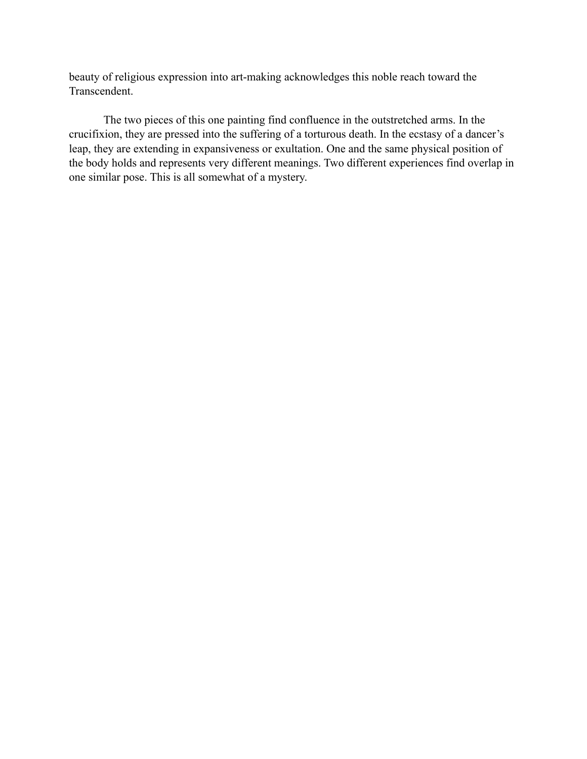beauty of religious expression into art-making acknowledges this noble reach toward the Transcendent.

The two pieces of this one painting find confluence in the outstretched arms. In the crucifixion, they are pressed into the suffering of a torturous death. In the ecstasy of a dancer's leap, they are extending in expansiveness or exultation. One and the same physical position of the body holds and represents very different meanings. Two different experiences find overlap in one similar pose. This is all somewhat of a mystery.